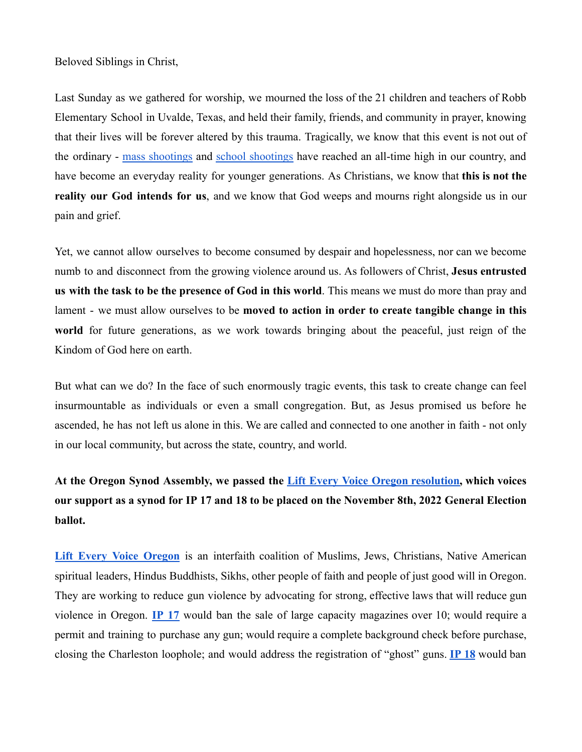Beloved Siblings in Christ,

Last Sunday as we gathered for worship, we mourned the loss of the 21 children and teachers of Robb Elementary School in Uvalde, Texas, and held their family, friends, and community in prayer, knowing that their lives will be forever altered by this trauma. Tragically, we know that this event is not out of the ordinary - mass shootings and school shootings have reached an all-time high in our country, and have become an everyday reality for younger generations. As Christians, we know that **this is not the reality our God intends for us**, and we know that God weeps and mourns right alongside us in our pain and grief.

Yet, we cannot allow ourselves to become consumed by despair and hopelessness, nor can we become numb to and disconnect from the growing violence around us. As followers of Christ, **Jesus entrusted us with the task to be the presence of God in this world**. This means we must do more than pray and lament - we must allow ourselves to be **moved to action in order to create tangible change in this world** for future generations, as we work towards bringing about the peaceful, just reign of the Kindom of God here on earth.

But what can we do? In the face of such enormously tragic events, this task to create change can feel insurmountable as individuals or even a small congregation. But, as Jesus promised us before he ascended, he has not left us alone in this. We are called and connected to one another in faith - not only in our local community, but across the state, country, and world.

**At the Oregon Synod Assembly, we passed the Lift Every Voice Oregon resolution, which voices our support as a synod for IP 17 and 18 to be placed on the November 8th, 2022 General Election ballot.**

**Lift Every Voice Oregon** is an interfaith coalition of Muslims, Jews, Christians, Native American spiritual leaders, Hindus Buddhists, Sikhs, other people of faith and people of just good will in Oregon. They are working to reduce gun violence by advocating for strong, effective laws that will reduce gun violence in Oregon. **IP 17** would ban the sale of large capacity magazines over 10; would require a permit and training to purchase any gun; would require a complete background check before purchase, closing the Charleston loophole; and would address the registration of "ghost" guns. **IP 18** would ban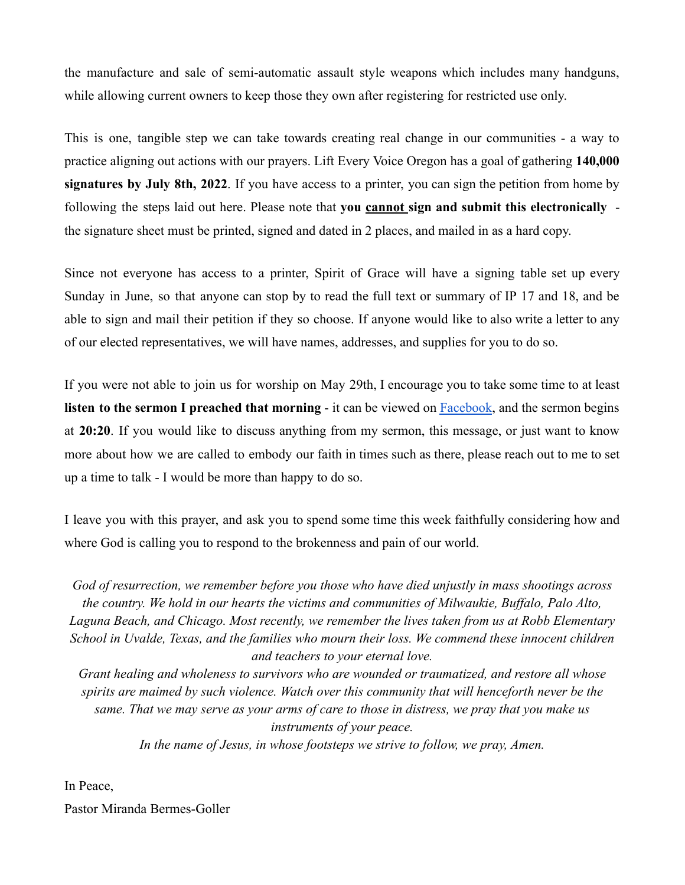the manufacture and sale of semi-automatic assault style weapons which includes many handguns, while allowing current owners to keep those they own after registering for restricted use only.

This is one, tangible step we can take towards creating real change in our communities - a way to practice aligning out actions with our prayers. Lift Every Voice Oregon has a goal of gathering **140,000 signatures by July 8th, 2022**. If you have access to a printer, you can sign the petition from home by following the steps laid out here. Please note that **you <u>cannot</u> sign and submit this electronically** - the signature sheet must be printed, signed and dated in 2 places, and mailed in as a hard copy.

Since not everyone has access to a printer, Spirit of Grace will have a signing table set up every Sunday in June, so that anyone can stop by to read the full text or summary of IP 17 and 18, and be able to sign and mail their petition if they so choose. If anyone would like to also write a letter to any of our elected representatives, we will have names, addresses, and supplies for you to do so.

If you were not able to join us for worship on May 29th, I encourage you to take some time to at least **listen to the sermon I preached that morning** - it can be viewed on Facebook, and the sermon begins at **20:20**. If you would like to discuss anything from my sermon, this message, or just want to know more about how we are called to embody our faith in times such as there, please reach out to me to set up a time to talk - I would be more than happy to do so.

I leave you with this prayer, and ask you to spend some time this week faithfully considering how and where God is calling you to respond to the brokenness and pain of our world.

*God of resurrection, we remember before you those who have died unjustly in mass shootings across the country. We hold in our hearts the victims and communities of Milwaukie, Buffalo, Palo Alto, Laguna Beach, and Chicago. Most recently, we remember the lives taken from us at Robb Elementary School in Uvalde, Texas, and the families who mourn their loss. We commend these innocent children and teachers to your eternal love.*
*Grant healing and wholeness to survivors who are wounded or traumatized, and restore all whose spirits are maimed by such violence. Watch over this community that will henceforth never be the same. That we may serve as your arms of care to those in distress, we pray that you make us instruments of your peace.*
*In the name of Jesus, in whose footsteps we strive to follow, we pray, Amen.*

In Peace,
Pastor Miranda Bermes-Goller